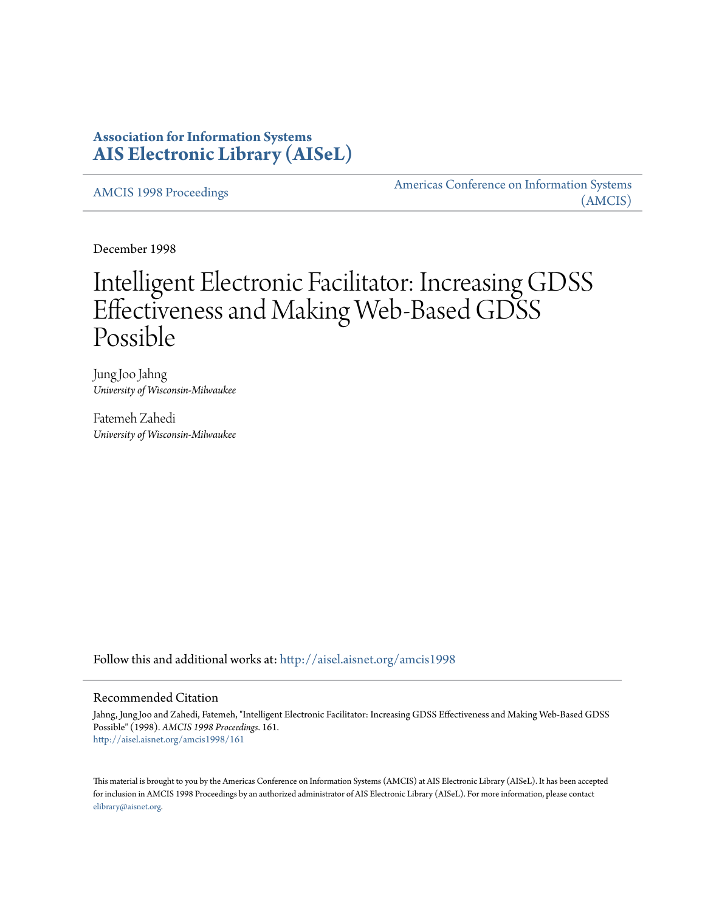**Association for Information Systems**
**AIS Electronic Library (AISeL)**

AMCIS 1998 Proceedings | Americas Conference on Information Systems (AMCIS)

December 1998

# Intelligent Electronic Facilitator: Increasing GDSS Effectiveness and Making Web-Based GDSS Possible

Jung Joo Jahng
*University of Wisconsin-Milwaukee*

Fatemeh Zahedi
*University of Wisconsin-Milwaukee*

Follow this and additional works at: http://aisel.aisnet.org/amcis1998

## Recommended Citation

Jahng, Jung Joo and Zahedi, Fatemeh, "Intelligent Electronic Facilitator: Increasing GDSS Effectiveness and Making Web-Based GDSS Possible" (1998). *AMCIS 1998 Proceedings*. 161.
http://aisel.aisnet.org/amcis1998/161

This material is brought to you by the Americas Conference on Information Systems (AMCIS) at AIS Electronic Library (AISeL). It has been accepted for inclusion in AMCIS 1998 Proceedings by an authorized administrator of AIS Electronic Library (AISeL). For more information, please contact elibrary@aisnet.org.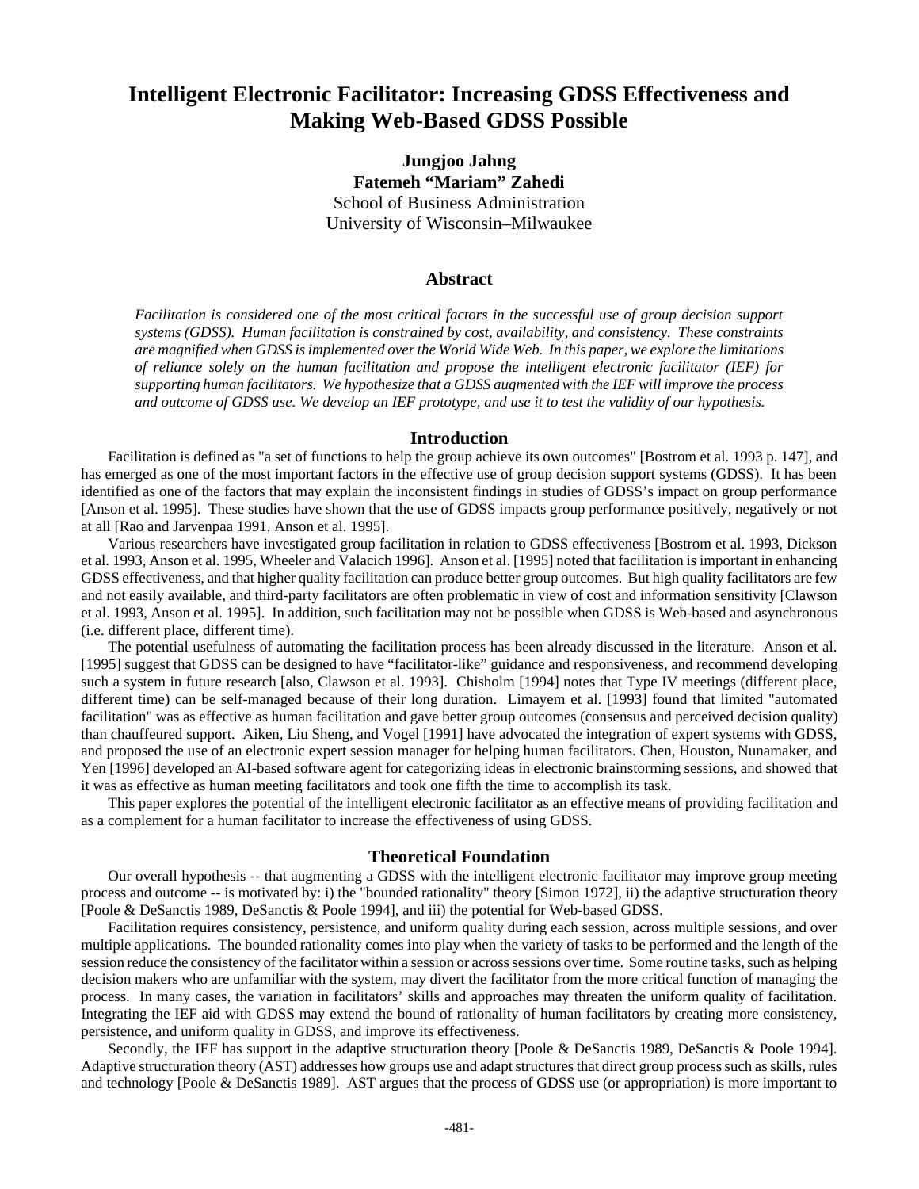# Intelligent Electronic Facilitator: Increasing GDSS Effectiveness and Making Web-Based GDSS Possible

**Jungjoo Jahng**
**Fatemeh "Mariam" Zahedi**
School of Business Administration
University of Wisconsin–Milwaukee

## Abstract

*Facilitation is considered one of the most critical factors in the successful use of group decision support systems (GDSS). Human facilitation is constrained by cost, availability, and consistency. These constraints are magnified when GDSS is implemented over the World Wide Web. In this paper, we explore the limitations of reliance solely on the human facilitation and propose the intelligent electronic facilitator (IEF) for supporting human facilitators. We hypothesize that a GDSS augmented with the IEF will improve the process and outcome of GDSS use. We develop an IEF prototype, and use it to test the validity of our hypothesis.*

## Introduction

Facilitation is defined as "a set of functions to help the group achieve its own outcomes" [Bostrom et al. 1993 p. 147], and has emerged as one of the most important factors in the effective use of group decision support systems (GDSS). It has been identified as one of the factors that may explain the inconsistent findings in studies of GDSS's impact on group performance [Anson et al. 1995]. These studies have shown that the use of GDSS impacts group performance positively, negatively or not at all [Rao and Jarvenpaa 1991, Anson et al. 1995].

Various researchers have investigated group facilitation in relation to GDSS effectiveness [Bostrom et al. 1993, Dickson et al. 1993, Anson et al. 1995, Wheeler and Valacich 1996]. Anson et al. [1995] noted that facilitation is important in enhancing GDSS effectiveness, and that higher quality facilitation can produce better group outcomes. But high quality facilitators are few and not easily available, and third-party facilitators are often problematic in view of cost and information sensitivity [Clawson et al. 1993, Anson et al. 1995]. In addition, such facilitation may not be possible when GDSS is Web-based and asynchronous (i.e. different place, different time).

The potential usefulness of automating the facilitation process has been already discussed in the literature. Anson et al. [1995] suggest that GDSS can be designed to have "facilitator-like" guidance and responsiveness, and recommend developing such a system in future research [also, Clawson et al. 1993]. Chisholm [1994] notes that Type IV meetings (different place, different time) can be self-managed because of their long duration. Limayem et al. [1993] found that limited "automated facilitation" was as effective as human facilitation and gave better group outcomes (consensus and perceived decision quality) than chauffeured support. Aiken, Liu Sheng, and Vogel [1991] have advocated the integration of expert systems with GDSS, and proposed the use of an electronic expert session manager for helping human facilitators. Chen, Houston, Nunamaker, and Yen [1996] developed an AI-based software agent for categorizing ideas in electronic brainstorming sessions, and showed that it was as effective as human meeting facilitators and took one fifth the time to accomplish its task.

This paper explores the potential of the intelligent electronic facilitator as an effective means of providing facilitation and as a complement for a human facilitator to increase the effectiveness of using GDSS.

## Theoretical Foundation

Our overall hypothesis -- that augmenting a GDSS with the intelligent electronic facilitator may improve group meeting process and outcome -- is motivated by: i) the "bounded rationality" theory [Simon 1972], ii) the adaptive structuration theory [Poole & DeSanctis 1989, DeSanctis & Poole 1994], and iii) the potential for Web-based GDSS.

Facilitation requires consistency, persistence, and uniform quality during each session, across multiple sessions, and over multiple applications. The bounded rationality comes into play when the variety of tasks to be performed and the length of the session reduce the consistency of the facilitator within a session or across sessions over time. Some routine tasks, such as helping decision makers who are unfamiliar with the system, may divert the facilitator from the more critical function of managing the process. In many cases, the variation in facilitators' skills and approaches may threaten the uniform quality of facilitation. Integrating the IEF aid with GDSS may extend the bound of rationality of human facilitators by creating more consistency, persistence, and uniform quality in GDSS, and improve its effectiveness.

Secondly, the IEF has support in the adaptive structuration theory [Poole & DeSanctis 1989, DeSanctis & Poole 1994]. Adaptive structuration theory (AST) addresses how groups use and adapt structures that direct group process such as skills, rules and technology [Poole & DeSanctis 1989]. AST argues that the process of GDSS use (or appropriation) is more important to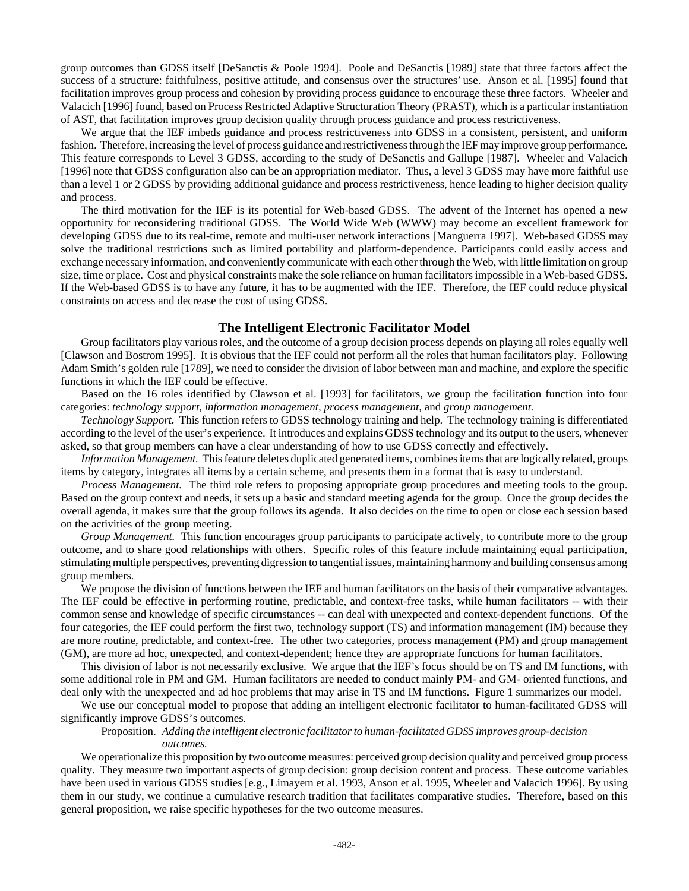group outcomes than GDSS itself [DeSanctis & Poole 1994]. Poole and DeSanctis [1989] state that three factors affect the success of a structure: faithfulness, positive attitude, and consensus over the structures' use. Anson et al. [1995] found that facilitation improves group process and cohesion by providing process guidance to encourage these three factors. Wheeler and Valacich [1996] found, based on Process Restricted Adaptive Structuration Theory (PRAST), which is a particular instantiation of AST, that facilitation improves group decision quality through process guidance and process restrictiveness.

We argue that the IEF imbeds guidance and process restrictiveness into GDSS in a consistent, persistent, and uniform fashion. Therefore, increasing the level of process guidance and restrictiveness through the IEF may improve group performance. This feature corresponds to Level 3 GDSS, according to the study of DeSanctis and Gallupe [1987]. Wheeler and Valacich [1996] note that GDSS configuration also can be an appropriation mediator. Thus, a level 3 GDSS may have more faithful use than a level 1 or 2 GDSS by providing additional guidance and process restrictiveness, hence leading to higher decision quality and process.

The third motivation for the IEF is its potential for Web-based GDSS. The advent of the Internet has opened a new opportunity for reconsidering traditional GDSS. The World Wide Web (WWW) may become an excellent framework for developing GDSS due to its real-time, remote and multi-user network interactions [Manguerra 1997]. Web-based GDSS may solve the traditional restrictions such as limited portability and platform-dependence. Participants could easily access and exchange necessary information, and conveniently communicate with each other through the Web, with little limitation on group size, time or place. Cost and physical constraints make the sole reliance on human facilitators impossible in a Web-based GDSS. If the Web-based GDSS is to have any future, it has to be augmented with the IEF. Therefore, the IEF could reduce physical constraints on access and decrease the cost of using GDSS.

## The Intelligent Electronic Facilitator Model

Group facilitators play various roles, and the outcome of a group decision process depends on playing all roles equally well [Clawson and Bostrom 1995]. It is obvious that the IEF could not perform all the roles that human facilitators play. Following Adam Smith's golden rule [1789], we need to consider the division of labor between man and machine, and explore the specific functions in which the IEF could be effective.

Based on the 16 roles identified by Clawson et al. [1993] for facilitators, we group the facilitation function into four categories: *technology support, information management, process management,* and *group management.*

***Technology Support.*** This function refers to GDSS technology training and help. The technology training is differentiated according to the level of the user's experience. It introduces and explains GDSS technology and its output to the users, whenever asked, so that group members can have a clear understanding of how to use GDSS correctly and effectively.

*Information Management.* This feature deletes duplicated generated items, combines items that are logically related, groups items by category, integrates all items by a certain scheme, and presents them in a format that is easy to understand.

*Process Management.* The third role refers to proposing appropriate group procedures and meeting tools to the group. Based on the group context and needs, it sets up a basic and standard meeting agenda for the group. Once the group decides the overall agenda, it makes sure that the group follows its agenda. It also decides on the time to open or close each session based on the activities of the group meeting.

*Group Management.* This function encourages group participants to participate actively, to contribute more to the group outcome, and to share good relationships with others. Specific roles of this feature include maintaining equal participation, stimulating multiple perspectives, preventing digression to tangential issues, maintaining harmony and building consensus among group members.

We propose the division of functions between the IEF and human facilitators on the basis of their comparative advantages. The IEF could be effective in performing routine, predictable, and context-free tasks, while human facilitators -- with their common sense and knowledge of specific circumstances -- can deal with unexpected and context-dependent functions. Of the four categories, the IEF could perform the first two, technology support (TS) and information management (IM) because they are more routine, predictable, and context-free. The other two categories, process management (PM) and group management (GM), are more ad hoc, unexpected, and context-dependent; hence they are appropriate functions for human facilitators.

This division of labor is not necessarily exclusive. We argue that the IEF's focus should be on TS and IM functions, with some additional role in PM and GM. Human facilitators are needed to conduct mainly PM- and GM- oriented functions, and deal only with the unexpected and ad hoc problems that may arise in TS and IM functions. Figure 1 summarizes our model.

We use our conceptual model to propose that adding an intelligent electronic facilitator to human-facilitated GDSS will significantly improve GDSS's outcomes.

> Proposition. *Adding the intelligent electronic facilitator to human-facilitated GDSS improves group-decision outcomes.*

We operationalize this proposition by two outcome measures: perceived group decision quality and perceived group process quality. They measure two important aspects of group decision: group decision content and process. These outcome variables have been used in various GDSS studies [e.g., Limayem et al. 1993, Anson et al. 1995, Wheeler and Valacich 1996]. By using them in our study, we continue a cumulative research tradition that facilitates comparative studies. Therefore, based on this general proposition, we raise specific hypotheses for the two outcome measures.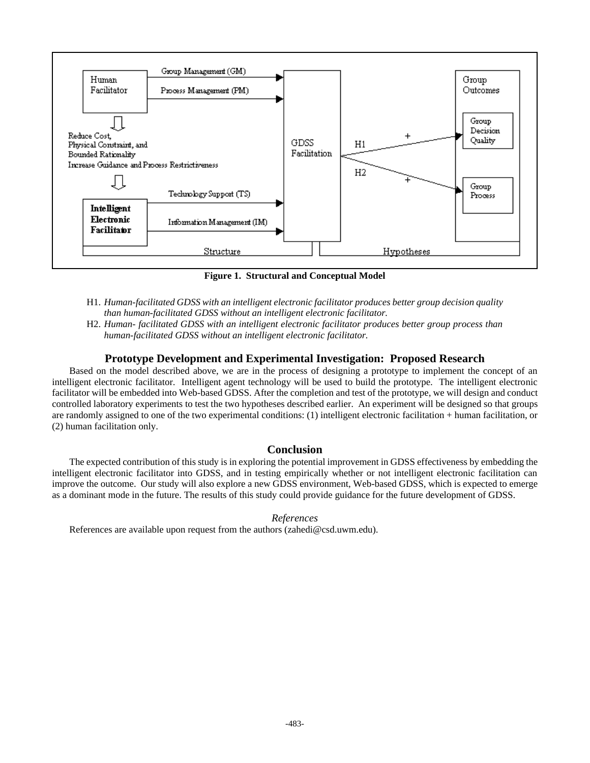Human Facilitator

Group Management (GM)

Process Management (PM)

Reduce Cost,
Physical Constraint, and
Bounded Rationality
Increase Guidance and Process Restrictiveness

Technology Support (TS)

Information Management (IM)

Intelligent Electronic Facilitator

GDSS Facilitation

H1 +

H2 +

Group Outcomes

Group Decision Quality

Group Process

Structure

Hypotheses

**Figure 1. Structural and Conceptual Model**

H1. *Human-facilitated GDSS with an intelligent electronic facilitator produces better group decision quality than human-facilitated GDSS without an intelligent electronic facilitator.*

H2. *Human- facilitated GDSS with an intelligent electronic facilitator produces better group process than human-facilitated GDSS without an intelligent electronic facilitator.*

## Prototype Development and Experimental Investigation: Proposed Research

Based on the model described above, we are in the process of designing a prototype to implement the concept of an intelligent electronic facilitator. Intelligent agent technology will be used to build the prototype. The intelligent electronic facilitator will be embedded into Web-based GDSS. After the completion and test of the prototype, we will design and conduct controlled laboratory experiments to test the two hypotheses described earlier. An experiment will be designed so that groups are randomly assigned to one of the two experimental conditions: (1) intelligent electronic facilitation + human facilitation, or (2) human facilitation only.

## Conclusion

The expected contribution of this study is in exploring the potential improvement in GDSS effectiveness by embedding the intelligent electronic facilitator into GDSS, and in testing empirically whether or not intelligent electronic facilitation can improve the outcome. Our study will also explore a new GDSS environment, Web-based GDSS, which is expected to emerge as a dominant mode in the future. The results of this study could provide guidance for the future development of GDSS.

### *References*

References are available upon request from the authors (zahedi@csd.uwm.edu).